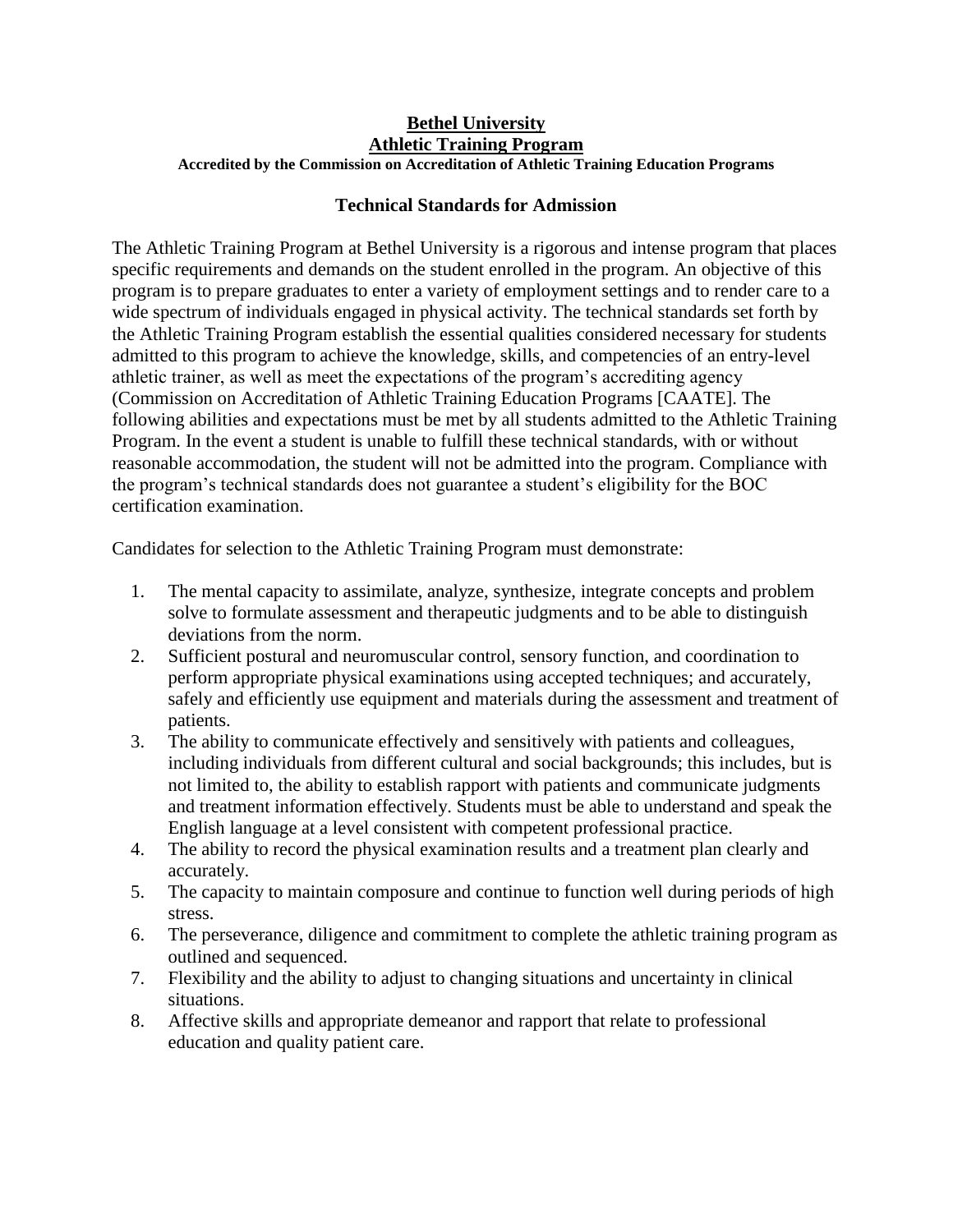**Bethel University**
**Athletic Training Program**
**Accredited by the Commission on Accreditation of Athletic Training Education Programs**

## Technical Standards for Admission

The Athletic Training Program at Bethel University is a rigorous and intense program that places specific requirements and demands on the student enrolled in the program. An objective of this program is to prepare graduates to enter a variety of employment settings and to render care to a wide spectrum of individuals engaged in physical activity. The technical standards set forth by the Athletic Training Program establish the essential qualities considered necessary for students admitted to this program to achieve the knowledge, skills, and competencies of an entry-level athletic trainer, as well as meet the expectations of the program's accrediting agency (Commission on Accreditation of Athletic Training Education Programs [CAATE]. The following abilities and expectations must be met by all students admitted to the Athletic Training Program. In the event a student is unable to fulfill these technical standards, with or without reasonable accommodation, the student will not be admitted into the program. Compliance with the program's technical standards does not guarantee a student's eligibility for the BOC certification examination.

Candidates for selection to the Athletic Training Program must demonstrate:

1. The mental capacity to assimilate, analyze, synthesize, integrate concepts and problem solve to formulate assessment and therapeutic judgments and to be able to distinguish deviations from the norm.
2. Sufficient postural and neuromuscular control, sensory function, and coordination to perform appropriate physical examinations using accepted techniques; and accurately, safely and efficiently use equipment and materials during the assessment and treatment of patients.
3. The ability to communicate effectively and sensitively with patients and colleagues, including individuals from different cultural and social backgrounds; this includes, but is not limited to, the ability to establish rapport with patients and communicate judgments and treatment information effectively. Students must be able to understand and speak the English language at a level consistent with competent professional practice.
4. The ability to record the physical examination results and a treatment plan clearly and accurately.
5. The capacity to maintain composure and continue to function well during periods of high stress.
6. The perseverance, diligence and commitment to complete the athletic training program as outlined and sequenced.
7. Flexibility and the ability to adjust to changing situations and uncertainty in clinical situations.
8. Affective skills and appropriate demeanor and rapport that relate to professional education and quality patient care.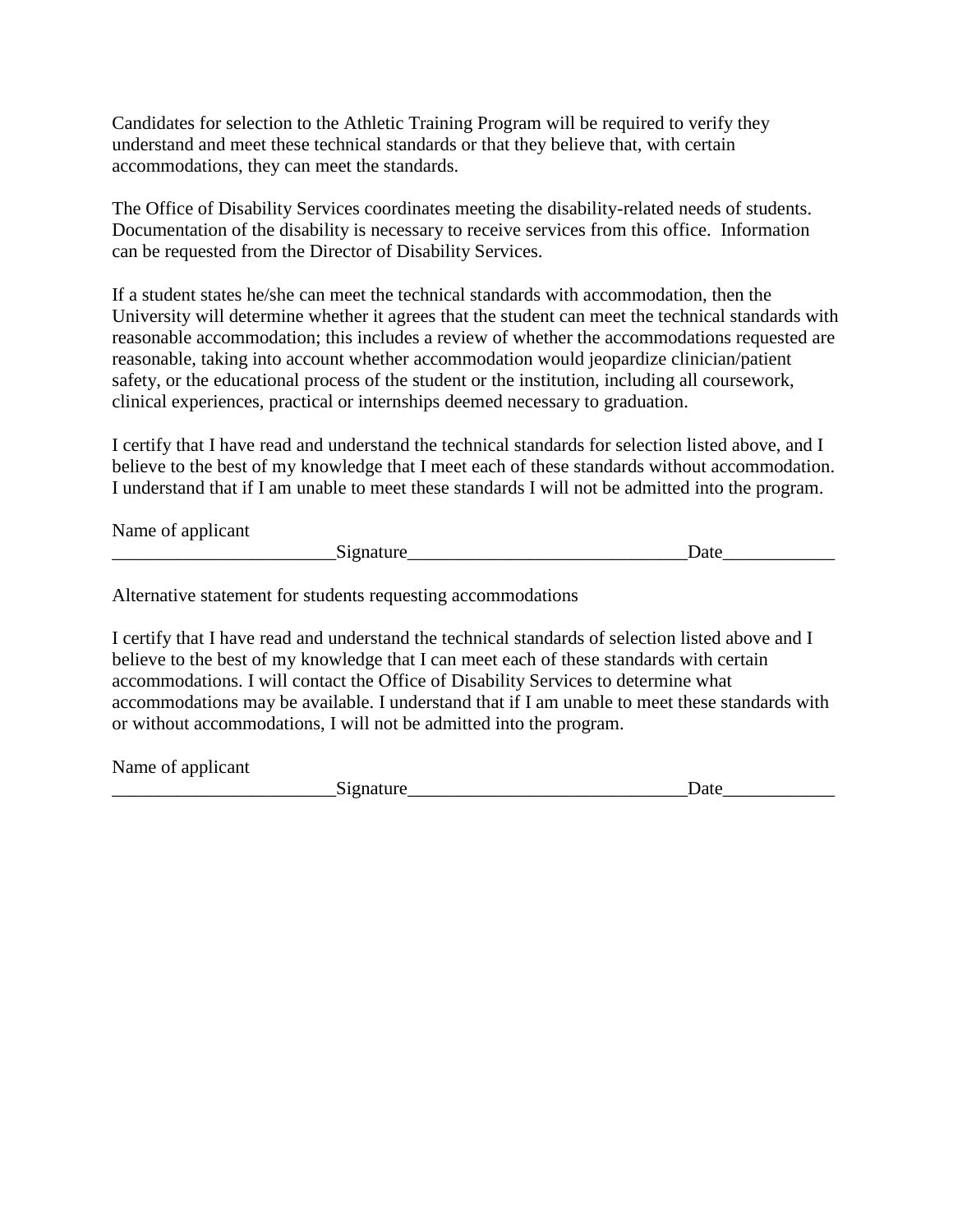Candidates for selection to the Athletic Training Program will be required to verify they understand and meet these technical standards or that they believe that, with certain accommodations, they can meet the standards.

The Office of Disability Services coordinates meeting the disability-related needs of students. Documentation of the disability is necessary to receive services from this office. Information can be requested from the Director of Disability Services.

If a student states he/she can meet the technical standards with accommodation, then the University will determine whether it agrees that the student can meet the technical standards with reasonable accommodation; this includes a review of whether the accommodations requested are reasonable, taking into account whether accommodation would jeopardize clinician/patient safety, or the educational process of the student or the institution, including all coursework, clinical experiences, practical or internships deemed necessary to graduation.

I certify that I have read and understand the technical standards for selection listed above, and I believe to the best of my knowledge that I meet each of these standards without accommodation. I understand that if I am unable to meet these standards I will not be admitted into the program.

Name of applicant
________________________Signature______________________________Date____________

Alternative statement for students requesting accommodations

I certify that I have read and understand the technical standards of selection listed above and I believe to the best of my knowledge that I can meet each of these standards with certain accommodations. I will contact the Office of Disability Services to determine what accommodations may be available. I understand that if I am unable to meet these standards with or without accommodations, I will not be admitted into the program.

Name of applicant
________________________Signature______________________________Date____________